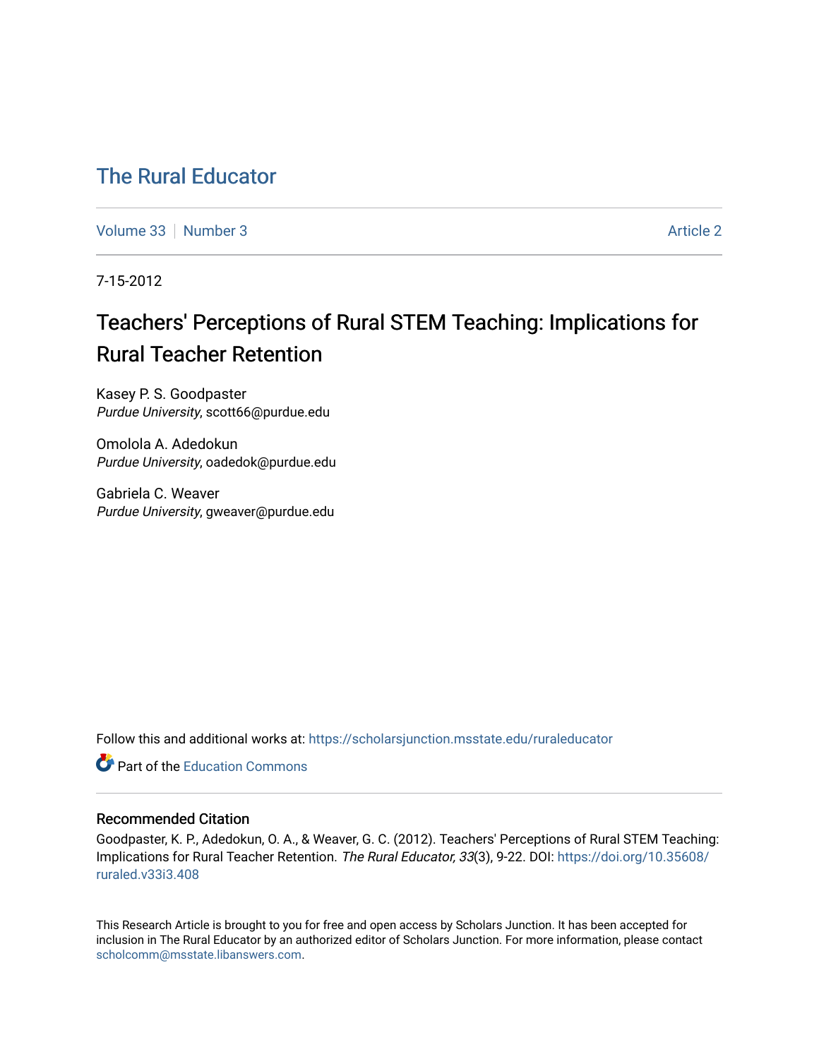# The Rural Educator

Volume 33 | Number 3 | Article 2

7-15-2012

## Teachers' Perceptions of Rural STEM Teaching: Implications for Rural Teacher Retention

Kasey P. S. Goodpaster
*Purdue University*, scott66@purdue.edu

Omolola A. Adedokun
*Purdue University*, oadedok@purdue.edu

Gabriela C. Weaver
*Purdue University*, gweaver@purdue.edu

Follow this and additional works at: https://scholarsjunction.msstate.edu/ruraleducator

Part of the Education Commons

### Recommended Citation

Goodpaster, K. P., Adedokun, O. A., & Weaver, G. C. (2012). Teachers' Perceptions of Rural STEM Teaching: Implications for Rural Teacher Retention. *The Rural Educator, 33*(3), 9-22. DOI: https://doi.org/10.35608/ruraled.v33i3.408

This Research Article is brought to you for free and open access by Scholars Junction. It has been accepted for inclusion in The Rural Educator by an authorized editor of Scholars Junction. For more information, please contact scholcomm@msstate.libanswers.com.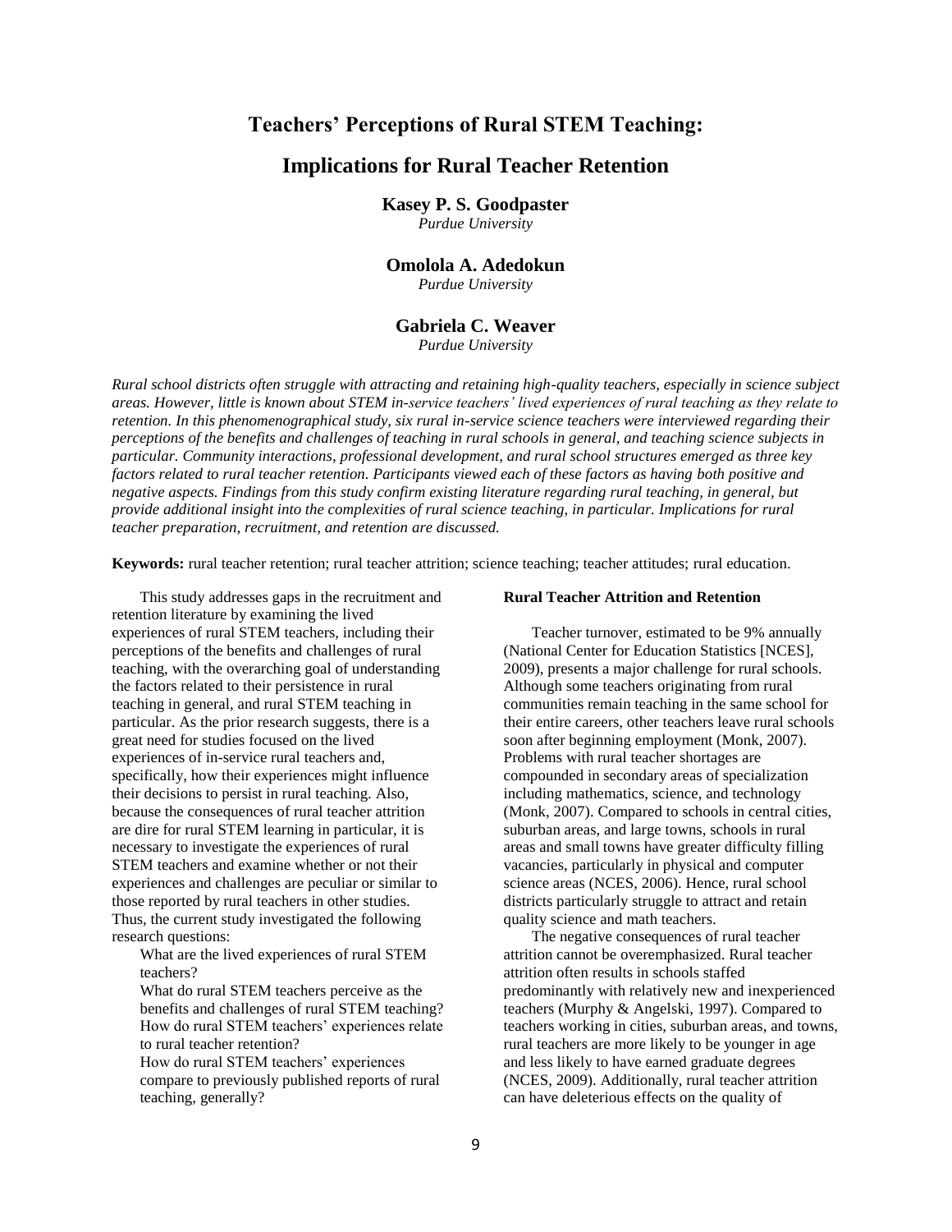# Teachers' Perceptions of Rural STEM Teaching:

# Implications for Rural Teacher Retention

**Kasey P. S. Goodpaster**
*Purdue University*

**Omolola A. Adedokun**
*Purdue University*

**Gabriela C. Weaver**
*Purdue University*

*Rural school districts often struggle with attracting and retaining high-quality teachers, especially in science subject areas. However, little is known about STEM in-service teachers' lived experiences of rural teaching as they relate to retention. In this phenomenographical study, six rural in-service science teachers were interviewed regarding their perceptions of the benefits and challenges of teaching in rural schools in general, and teaching science subjects in particular. Community interactions, professional development, and rural school structures emerged as three key factors related to rural teacher retention. Participants viewed each of these factors as having both positive and negative aspects. Findings from this study confirm existing literature regarding rural teaching, in general, but provide additional insight into the complexities of rural science teaching, in particular. Implications for rural teacher preparation, recruitment, and retention are discussed.*

**Keywords:** rural teacher retention; rural teacher attrition; science teaching; teacher attitudes; rural education.

This study addresses gaps in the recruitment and retention literature by examining the lived experiences of rural STEM teachers, including their perceptions of the benefits and challenges of rural teaching, with the overarching goal of understanding the factors related to their persistence in rural teaching in general, and rural STEM teaching in particular. As the prior research suggests, there is a great need for studies focused on the lived experiences of in-service rural teachers and, specifically, how their experiences might influence their decisions to persist in rural teaching. Also, because the consequences of rural teacher attrition are dire for rural STEM learning in particular, it is necessary to investigate the experiences of rural STEM teachers and examine whether or not their experiences and challenges are peculiar or similar to those reported by rural teachers in other studies. Thus, the current study investigated the following research questions:

What are the lived experiences of rural STEM teachers?

What do rural STEM teachers perceive as the benefits and challenges of rural STEM teaching?

How do rural STEM teachers' experiences relate to rural teacher retention?

How do rural STEM teachers' experiences compare to previously published reports of rural teaching, generally?

**Rural Teacher Attrition and Retention**

Teacher turnover, estimated to be 9% annually (National Center for Education Statistics [NCES], 2009), presents a major challenge for rural schools. Although some teachers originating from rural communities remain teaching in the same school for their entire careers, other teachers leave rural schools soon after beginning employment (Monk, 2007). Problems with rural teacher shortages are compounded in secondary areas of specialization including mathematics, science, and technology (Monk, 2007). Compared to schools in central cities, suburban areas, and large towns, schools in rural areas and small towns have greater difficulty filling vacancies, particularly in physical and computer science areas (NCES, 2006). Hence, rural school districts particularly struggle to attract and retain quality science and math teachers.

The negative consequences of rural teacher attrition cannot be overemphasized. Rural teacher attrition often results in schools staffed predominantly with relatively new and inexperienced teachers (Murphy & Angelski, 1997). Compared to teachers working in cities, suburban areas, and towns, rural teachers are more likely to be younger in age and less likely to have earned graduate degrees (NCES, 2009). Additionally, rural teacher attrition can have deleterious effects on the quality of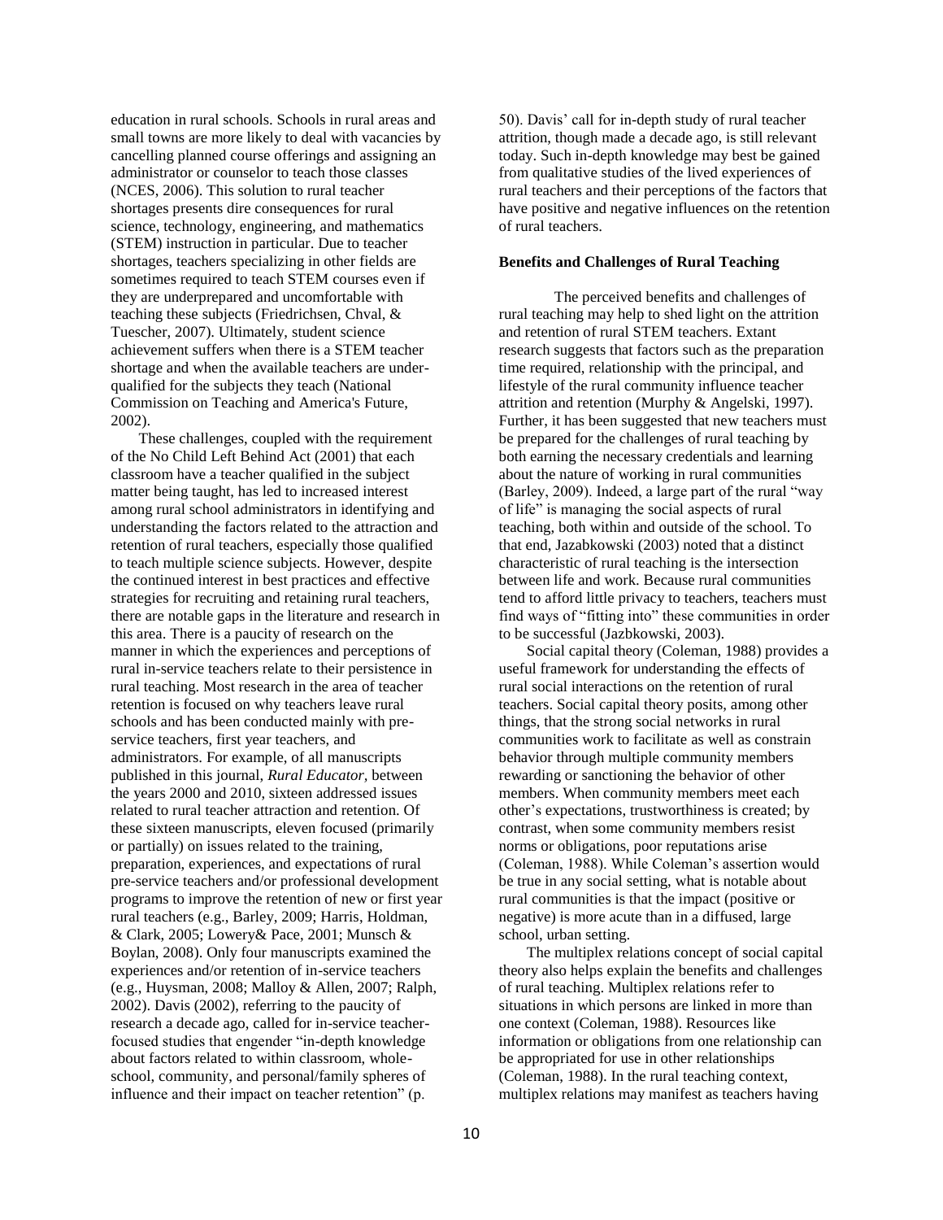education in rural schools. Schools in rural areas and small towns are more likely to deal with vacancies by cancelling planned course offerings and assigning an administrator or counselor to teach those classes (NCES, 2006). This solution to rural teacher shortages presents dire consequences for rural science, technology, engineering, and mathematics (STEM) instruction in particular. Due to teacher shortages, teachers specializing in other fields are sometimes required to teach STEM courses even if they are underprepared and uncomfortable with teaching these subjects (Friedrichsen, Chval, & Tuescher, 2007). Ultimately, student science achievement suffers when there is a STEM teacher shortage and when the available teachers are under-qualified for the subjects they teach (National Commission on Teaching and America's Future, 2002).

These challenges, coupled with the requirement of the No Child Left Behind Act (2001) that each classroom have a teacher qualified in the subject matter being taught, has led to increased interest among rural school administrators in identifying and understanding the factors related to the attraction and retention of rural teachers, especially those qualified to teach multiple science subjects. However, despite the continued interest in best practices and effective strategies for recruiting and retaining rural teachers, there are notable gaps in the literature and research in this area. There is a paucity of research on the manner in which the experiences and perceptions of rural in-service teachers relate to their persistence in rural teaching. Most research in the area of teacher retention is focused on why teachers leave rural schools and has been conducted mainly with pre-service teachers, first year teachers, and administrators. For example, of all manuscripts published in this journal, *Rural Educator*, between the years 2000 and 2010, sixteen addressed issues related to rural teacher attraction and retention. Of these sixteen manuscripts, eleven focused (primarily or partially) on issues related to the training, preparation, experiences, and expectations of rural pre-service teachers and/or professional development programs to improve the retention of new or first year rural teachers (e.g., Barley, 2009; Harris, Holdman, & Clark, 2005; Lowery& Pace, 2001; Munsch & Boylan, 2008). Only four manuscripts examined the experiences and/or retention of in-service teachers (e.g., Huysman, 2008; Malloy & Allen, 2007; Ralph, 2002). Davis (2002), referring to the paucity of research a decade ago, called for in-service teacher-focused studies that engender "in-depth knowledge about factors related to within classroom, whole-school, community, and personal/family spheres of influence and their impact on teacher retention" (p. 50). Davis' call for in-depth study of rural teacher attrition, though made a decade ago, is still relevant today. Such in-depth knowledge may best be gained from qualitative studies of the lived experiences of rural teachers and their perceptions of the factors that have positive and negative influences on the retention of rural teachers.

### Benefits and Challenges of Rural Teaching

The perceived benefits and challenges of rural teaching may help to shed light on the attrition and retention of rural STEM teachers. Extant research suggests that factors such as the preparation time required, relationship with the principal, and lifestyle of the rural community influence teacher attrition and retention (Murphy & Angelski, 1997). Further, it has been suggested that new teachers must be prepared for the challenges of rural teaching by both earning the necessary credentials and learning about the nature of working in rural communities (Barley, 2009). Indeed, a large part of the rural "way of life" is managing the social aspects of rural teaching, both within and outside of the school. To that end, Jazabkowski (2003) noted that a distinct characteristic of rural teaching is the intersection between life and work. Because rural communities tend to afford little privacy to teachers, teachers must find ways of "fitting into" these communities in order to be successful (Jazbkowski, 2003).

Social capital theory (Coleman, 1988) provides a useful framework for understanding the effects of rural social interactions on the retention of rural teachers. Social capital theory posits, among other things, that the strong social networks in rural communities work to facilitate as well as constrain behavior through multiple community members rewarding or sanctioning the behavior of other members. When community members meet each other's expectations, trustworthiness is created; by contrast, when some community members resist norms or obligations, poor reputations arise (Coleman, 1988). While Coleman's assertion would be true in any social setting, what is notable about rural communities is that the impact (positive or negative) is more acute than in a diffused, large school, urban setting.

The multiplex relations concept of social capital theory also helps explain the benefits and challenges of rural teaching. Multiplex relations refer to situations in which persons are linked in more than one context (Coleman, 1988). Resources like information or obligations from one relationship can be appropriated for use in other relationships (Coleman, 1988). In the rural teaching context, multiplex relations may manifest as teachers having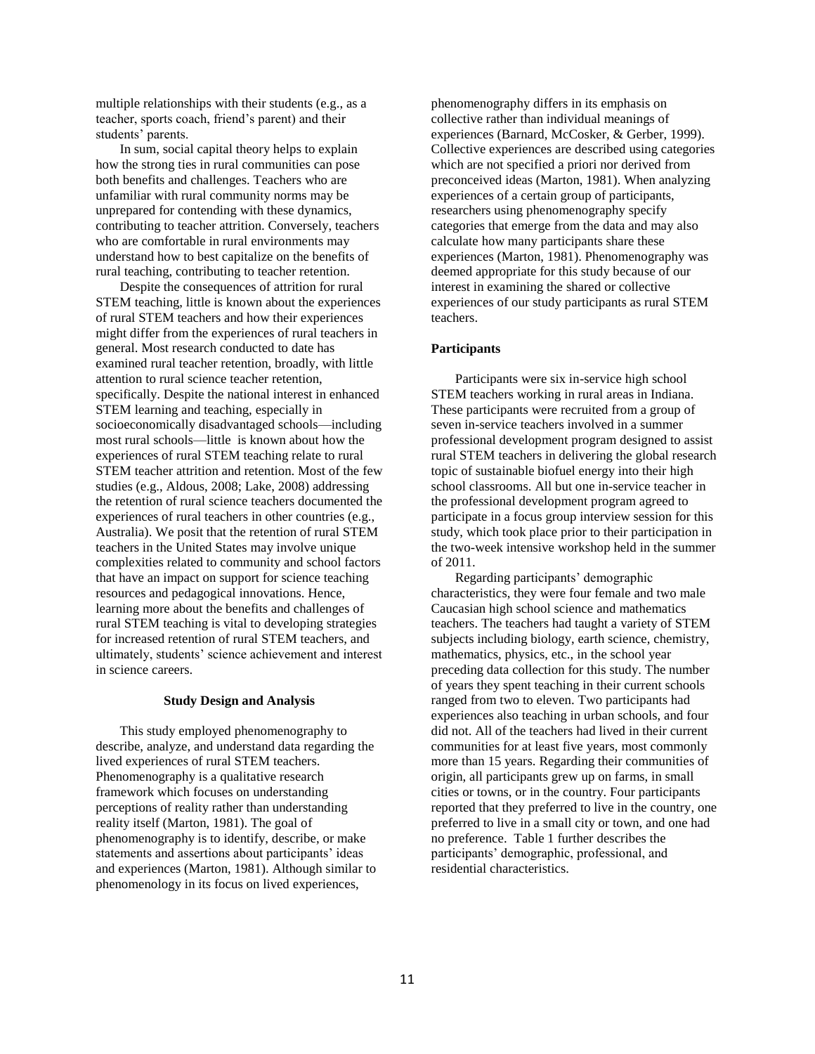multiple relationships with their students (e.g., as a teacher, sports coach, friend's parent) and their students' parents.

In sum, social capital theory helps to explain how the strong ties in rural communities can pose both benefits and challenges. Teachers who are unfamiliar with rural community norms may be unprepared for contending with these dynamics, contributing to teacher attrition. Conversely, teachers who are comfortable in rural environments may understand how to best capitalize on the benefits of rural teaching, contributing to teacher retention.

Despite the consequences of attrition for rural STEM teaching, little is known about the experiences of rural STEM teachers and how their experiences might differ from the experiences of rural teachers in general. Most research conducted to date has examined rural teacher retention, broadly, with little attention to rural science teacher retention, specifically. Despite the national interest in enhanced STEM learning and teaching, especially in socioeconomically disadvantaged schools—including most rural schools—little is known about how the experiences of rural STEM teaching relate to rural STEM teacher attrition and retention. Most of the few studies (e.g., Aldous, 2008; Lake, 2008) addressing the retention of rural science teachers documented the experiences of rural teachers in other countries (e.g., Australia). We posit that the retention of rural STEM teachers in the United States may involve unique complexities related to community and school factors that have an impact on support for science teaching resources and pedagogical innovations. Hence, learning more about the benefits and challenges of rural STEM teaching is vital to developing strategies for increased retention of rural STEM teachers, and ultimately, students' science achievement and interest in science careers.

## Study Design and Analysis

This study employed phenomenography to describe, analyze, and understand data regarding the lived experiences of rural STEM teachers. Phenomenography is a qualitative research framework which focuses on understanding perceptions of reality rather than understanding reality itself (Marton, 1981). The goal of phenomenography is to identify, describe, or make statements and assertions about participants' ideas and experiences (Marton, 1981). Although similar to phenomenology in its focus on lived experiences, phenomenography differs in its emphasis on collective rather than individual meanings of experiences (Barnard, McCosker, & Gerber, 1999). Collective experiences are described using categories which are not specified a priori nor derived from preconceived ideas (Marton, 1981). When analyzing experiences of a certain group of participants, researchers using phenomenography specify categories that emerge from the data and may also calculate how many participants share these experiences (Marton, 1981). Phenomenography was deemed appropriate for this study because of our interest in examining the shared or collective experiences of our study participants as rural STEM teachers.

### Participants

Participants were six in-service high school STEM teachers working in rural areas in Indiana. These participants were recruited from a group of seven in-service teachers involved in a summer professional development program designed to assist rural STEM teachers in delivering the global research topic of sustainable biofuel energy into their high school classrooms. All but one in-service teacher in the professional development program agreed to participate in a focus group interview session for this study, which took place prior to their participation in the two-week intensive workshop held in the summer of 2011.

Regarding participants' demographic characteristics, they were four female and two male Caucasian high school science and mathematics teachers. The teachers had taught a variety of STEM subjects including biology, earth science, chemistry, mathematics, physics, etc., in the school year preceding data collection for this study. The number of years they spent teaching in their current schools ranged from two to eleven. Two participants had experiences also teaching in urban schools, and four did not. All of the teachers had lived in their current communities for at least five years, most commonly more than 15 years. Regarding their communities of origin, all participants grew up on farms, in small cities or towns, or in the country. Four participants reported that they preferred to live in the country, one preferred to live in a small city or town, and one had no preference. Table 1 further describes the participants' demographic, professional, and residential characteristics.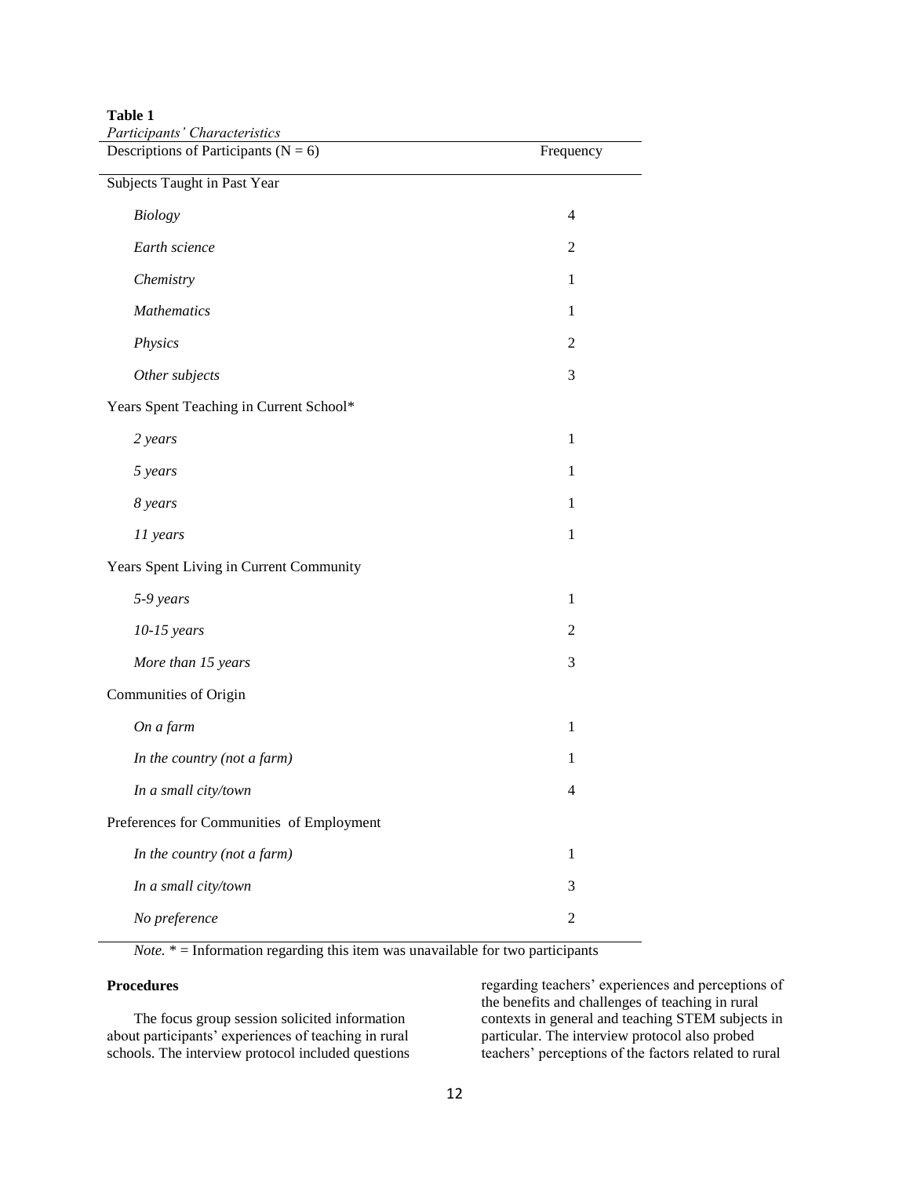**Table 1**

*Participants' Characteristics*

| Descriptions of Participants (N = 6) | Frequency |
|---|---|
| Subjects Taught in Past Year | |
| *Biology* | 4 |
| *Earth science* | 2 |
| *Chemistry* | 1 |
| *Mathematics* | 1 |
| *Physics* | 2 |
| *Other subjects* | 3 |
| Years Spent Teaching in Current School* | |
| *2 years* | 1 |
| *5 years* | 1 |
| *8 years* | 1 |
| *11 years* | 1 |
| Years Spent Living in Current Community | |
| *5-9 years* | 1 |
| *10-15 years* | 2 |
| *More than 15 years* | 3 |
| Communities of Origin | |
| *On a farm* | 1 |
| *In the country (not a farm)* | 1 |
| *In a small city/town* | 4 |
| Preferences for Communities of Employment | |
| *In the country (not a farm)* | 1 |
| *In a small city/town* | 3 |
| *No preference* | 2 |

*Note.* * = Information regarding this item was unavailable for two participants

**Procedures**

The focus group session solicited information about participants' experiences of teaching in rural schools. The interview protocol included questions regarding teachers' experiences and perceptions of the benefits and challenges of teaching in rural contexts in general and teaching STEM subjects in particular. The interview protocol also probed teachers' perceptions of the factors related to rural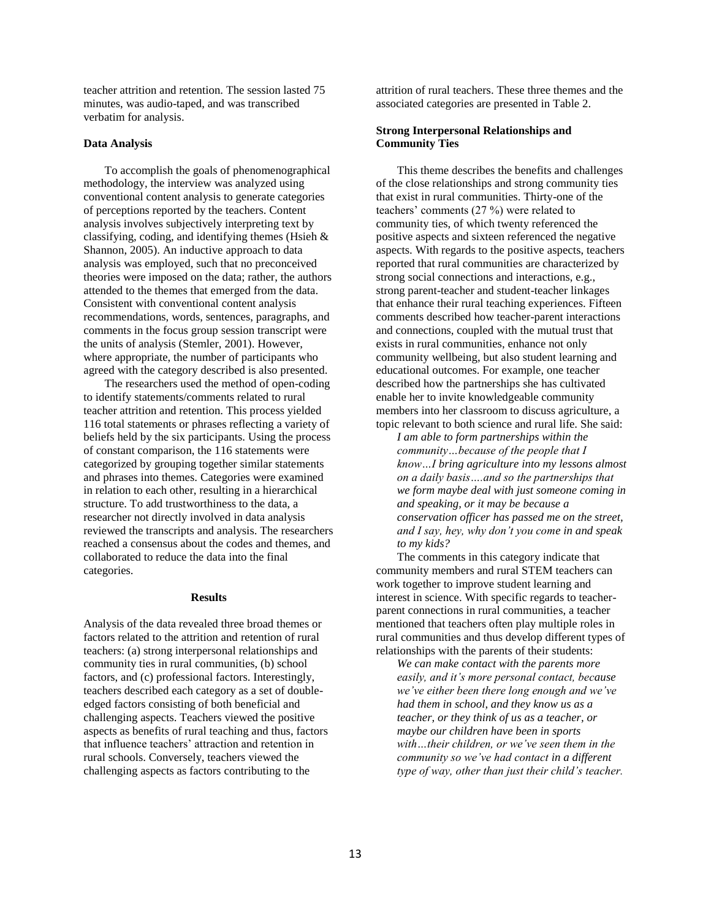teacher attrition and retention. The session lasted 75 minutes, was audio-taped, and was transcribed verbatim for analysis.

### Data Analysis

To accomplish the goals of phenomenographical methodology, the interview was analyzed using conventional content analysis to generate categories of perceptions reported by the teachers. Content analysis involves subjectively interpreting text by classifying, coding, and identifying themes (Hsieh & Shannon, 2005). An inductive approach to data analysis was employed, such that no preconceived theories were imposed on the data; rather, the authors attended to the themes that emerged from the data. Consistent with conventional content analysis recommendations, words, sentences, paragraphs, and comments in the focus group session transcript were the units of analysis (Stemler, 2001). However, where appropriate, the number of participants who agreed with the category described is also presented.

The researchers used the method of open-coding to identify statements/comments related to rural teacher attrition and retention. This process yielded 116 total statements or phrases reflecting a variety of beliefs held by the six participants. Using the process of constant comparison, the 116 statements were categorized by grouping together similar statements and phrases into themes. Categories were examined in relation to each other, resulting in a hierarchical structure. To add trustworthiness to the data, a researcher not directly involved in data analysis reviewed the transcripts and analysis. The researchers reached a consensus about the codes and themes, and collaborated to reduce the data into the final categories.

## Results

Analysis of the data revealed three broad themes or factors related to the attrition and retention of rural teachers: (a) strong interpersonal relationships and community ties in rural communities, (b) school factors, and (c) professional factors. Interestingly, teachers described each category as a set of double-edged factors consisting of both beneficial and challenging aspects. Teachers viewed the positive aspects as benefits of rural teaching and thus, factors that influence teachers' attraction and retention in rural schools. Conversely, teachers viewed the challenging aspects as factors contributing to the attrition of rural teachers. These three themes and the associated categories are presented in Table 2.

### Strong Interpersonal Relationships and Community Ties

This theme describes the benefits and challenges of the close relationships and strong community ties that exist in rural communities. Thirty-one of the teachers' comments (27 %) were related to community ties, of which twenty referenced the positive aspects and sixteen referenced the negative aspects. With regards to the positive aspects, teachers reported that rural communities are characterized by strong social connections and interactions, e.g., strong parent-teacher and student-teacher linkages that enhance their rural teaching experiences. Fifteen comments described how teacher-parent interactions and connections, coupled with the mutual trust that exists in rural communities, enhance not only community wellbeing, but also student learning and educational outcomes. For example, one teacher described how the partnerships she has cultivated enable her to invite knowledgeable community members into her classroom to discuss agriculture, a topic relevant to both science and rural life. She said:

> *I am able to form partnerships within the community…because of the people that I know…I bring agriculture into my lessons almost on a daily basis….and so the partnerships that we form maybe deal with just someone coming in and speaking, or it may be because a conservation officer has passed me on the street, and I say, hey, why don't you come in and speak to my kids?*

The comments in this category indicate that community members and rural STEM teachers can work together to improve student learning and interest in science. With specific regards to teacher-parent connections in rural communities, a teacher mentioned that teachers often play multiple roles in rural communities and thus develop different types of relationships with the parents of their students:

> *We can make contact with the parents more easily, and it's more personal contact, because we've either been there long enough and we've had them in school, and they know us as a teacher, or they think of us as a teacher, or maybe our children have been in sports with…their children, or we've seen them in the community so we've had contact in a different type of way, other than just their child's teacher.*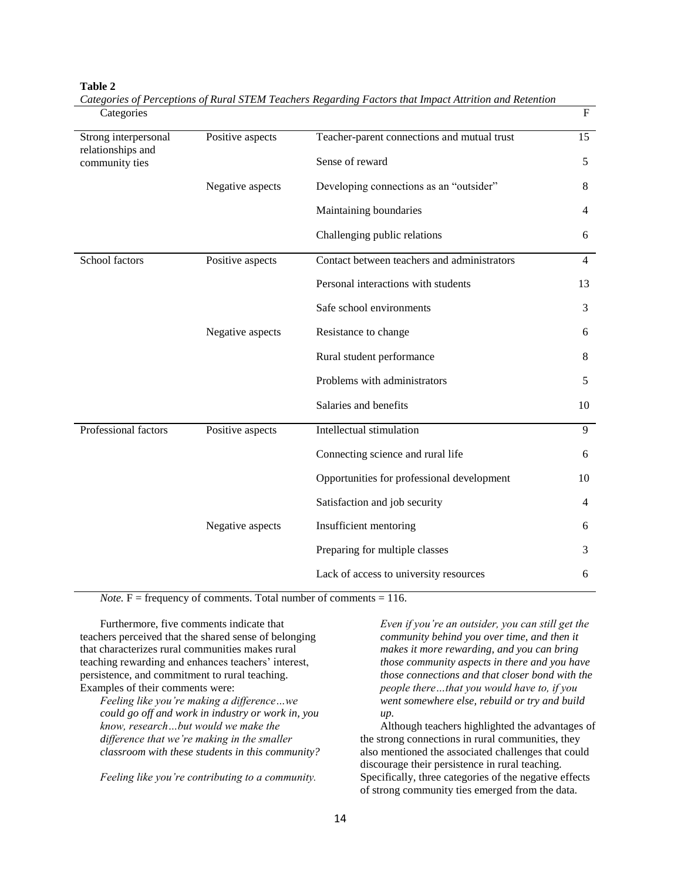**Table 2**

*Categories of Perceptions of Rural STEM Teachers Regarding Factors that Impact Attrition and Retention*

| Categories | | | F |
|---|---|---|---|
| Strong interpersonal relationships and community ties | Positive aspects | Teacher-parent connections and mutual trust | 15 |
| | | Sense of reward | 5 |
| | Negative aspects | Developing connections as an "outsider" | 8 |
| | | Maintaining boundaries | 4 |
| | | Challenging public relations | 6 |
| School factors | Positive aspects | Contact between teachers and administrators | 4 |
| | | Personal interactions with students | 13 |
| | | Safe school environments | 3 |
| | Negative aspects | Resistance to change | 6 |
| | | Rural student performance | 8 |
| | | Problems with administrators | 5 |
| | | Salaries and benefits | 10 |
| Professional factors | Positive aspects | Intellectual stimulation | 9 |
| | | Connecting science and rural life | 6 |
| | | Opportunities for professional development | 10 |
| | | Satisfaction and job security | 4 |
| | Negative aspects | Insufficient mentoring | 6 |
| | | Preparing for multiple classes | 3 |
| | | Lack of access to university resources | 6 |

*Note.* F = frequency of comments. Total number of comments = 116.

Furthermore, five comments indicate that teachers perceived that the shared sense of belonging that characterizes rural communities makes rural teaching rewarding and enhances teachers' interest, persistence, and commitment to rural teaching. Examples of their comments were:

> *Feeling like you're making a difference…we could go off and work in industry or work in, you know, research…but would we make the difference that we're making in the smaller classroom with these students in this community?*

> *Feeling like you're contributing to a community.*

> *Even if you're an outsider, you can still get the community behind you over time, and then it makes it more rewarding, and you can bring those community aspects in there and you have those connections and that closer bond with the people there…that you would have to, if you went somewhere else, rebuild or try and build up.*

Although teachers highlighted the advantages of the strong connections in rural communities, they also mentioned the associated challenges that could discourage their persistence in rural teaching. Specifically, three categories of the negative effects of strong community ties emerged from the data.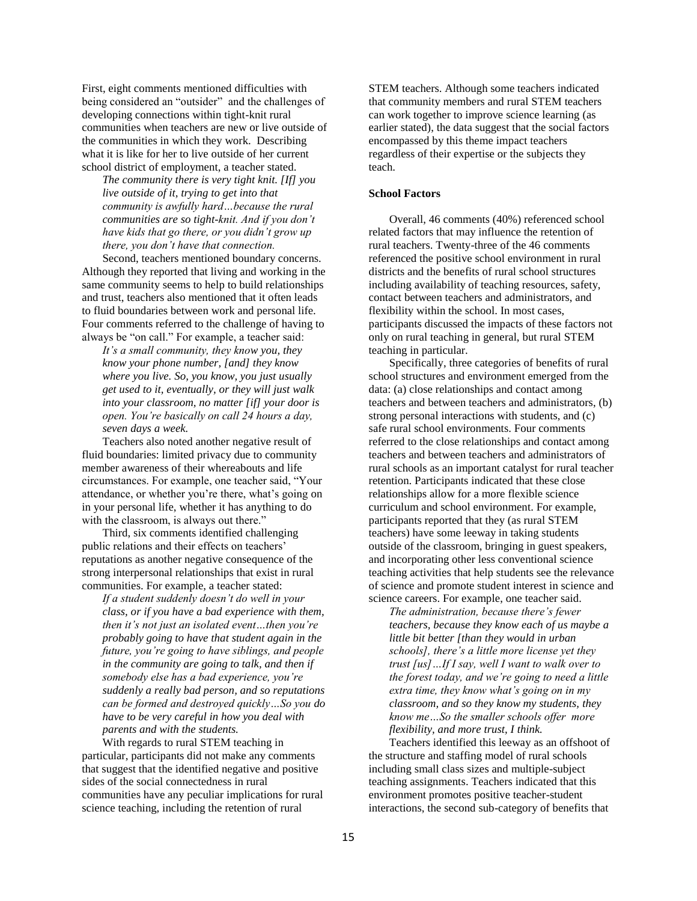First, eight comments mentioned difficulties with being considered an "outsider" and the challenges of developing connections within tight-knit rural communities when teachers are new or live outside of the communities in which they work. Describing what it is like for her to live outside of her current school district of employment, a teacher stated.

> *The community there is very tight knit. [If] you live outside of it, trying to get into that community is awfully hard…because the rural communities are so tight-knit. And if you don't have kids that go there, or you didn't grow up there, you don't have that connection.*

Second, teachers mentioned boundary concerns. Although they reported that living and working in the same community seems to help to build relationships and trust, teachers also mentioned that it often leads to fluid boundaries between work and personal life. Four comments referred to the challenge of having to always be "on call." For example, a teacher said:

> *It's a small community, they know you, they know your phone number, [and] they know where you live. So, you know, you just usually get used to it, eventually, or they will just walk into your classroom, no matter [if] your door is open. You're basically on call 24 hours a day, seven days a week.*

Teachers also noted another negative result of fluid boundaries: limited privacy due to community member awareness of their whereabouts and life circumstances. For example, one teacher said, "Your attendance, or whether you're there, what's going on in your personal life, whether it has anything to do with the classroom, is always out there."

Third, six comments identified challenging public relations and their effects on teachers' reputations as another negative consequence of the strong interpersonal relationships that exist in rural communities. For example, a teacher stated:

> *If a student suddenly doesn't do well in your class, or if you have a bad experience with them, then it's not just an isolated event…then you're probably going to have that student again in the future, you're going to have siblings, and people in the community are going to talk, and then if somebody else has a bad experience, you're suddenly a really bad person, and so reputations can be formed and destroyed quickly…So you do have to be very careful in how you deal with parents and with the students.*

With regards to rural STEM teaching in particular, participants did not make any comments that suggest that the identified negative and positive sides of the social connectedness in rural communities have any peculiar implications for rural science teaching, including the retention of rural STEM teachers. Although some teachers indicated that community members and rural STEM teachers can work together to improve science learning (as earlier stated), the data suggest that the social factors encompassed by this theme impact teachers regardless of their expertise or the subjects they teach.

**School Factors**

Overall, 46 comments (40%) referenced school related factors that may influence the retention of rural teachers. Twenty-three of the 46 comments referenced the positive school environment in rural districts and the benefits of rural school structures including availability of teaching resources, safety, contact between teachers and administrators, and flexibility within the school. In most cases, participants discussed the impacts of these factors not only on rural teaching in general, but rural STEM teaching in particular.

Specifically, three categories of benefits of rural school structures and environment emerged from the data: (a) close relationships and contact among teachers and between teachers and administrators, (b) strong personal interactions with students, and (c) safe rural school environments. Four comments referred to the close relationships and contact among teachers and between teachers and administrators of rural schools as an important catalyst for rural teacher retention. Participants indicated that these close relationships allow for a more flexible science curriculum and school environment. For example, participants reported that they (as rural STEM teachers) have some leeway in taking students outside of the classroom, bringing in guest speakers, and incorporating other less conventional science teaching activities that help students see the relevance of science and promote student interest in science and science careers. For example, one teacher said.

> *The administration, because there's fewer teachers, because they know each of us maybe a little bit better [than they would in urban schools], there's a little more license yet they trust [us]…If I say, well I want to walk over to the forest today, and we're going to need a little extra time, they know what's going on in my classroom, and so they know my students, they know me…So the smaller schools offer more flexibility, and more trust, I think.*

Teachers identified this leeway as an offshoot of the structure and staffing model of rural schools including small class sizes and multiple-subject teaching assignments. Teachers indicated that this environment promotes positive teacher-student interactions, the second sub-category of benefits that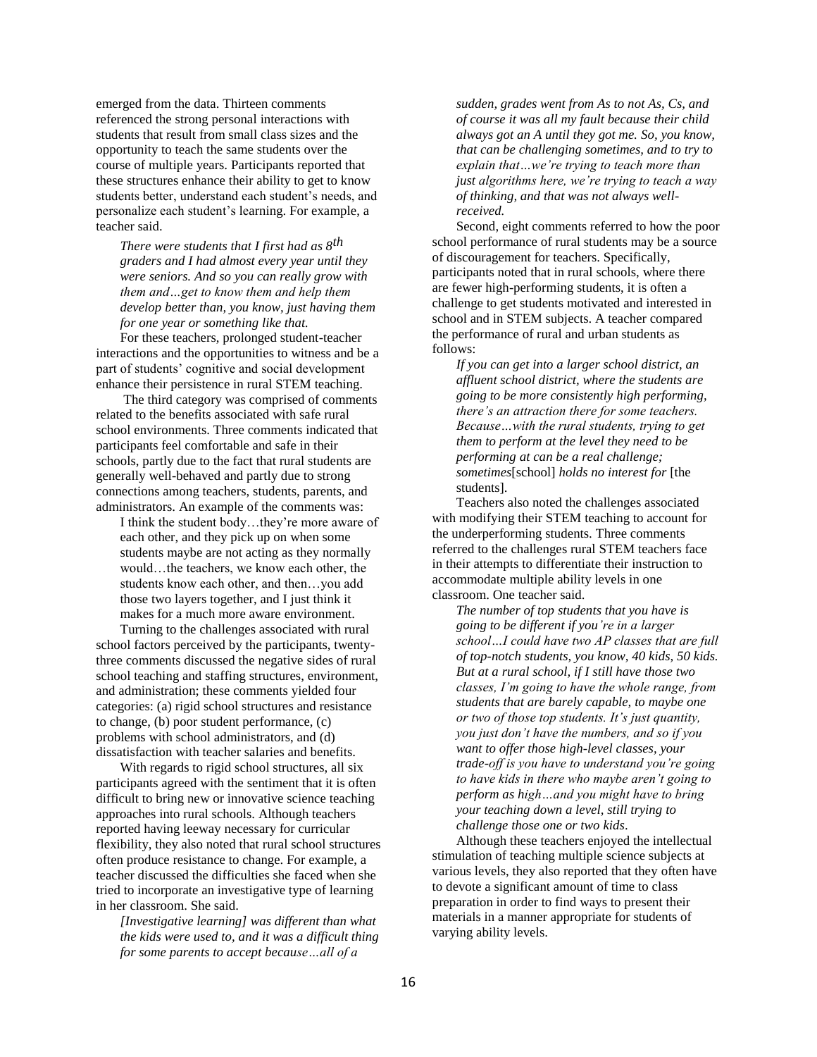emerged from the data. Thirteen comments referenced the strong personal interactions with students that result from small class sizes and the opportunity to teach the same students over the course of multiple years. Participants reported that these structures enhance their ability to get to know students better, understand each student's needs, and personalize each student's learning. For example, a teacher said.

> *There were students that I first had as 8th graders and I had almost every year until they were seniors. And so you can really grow with them and…get to know them and help them develop better than, you know, just having them for one year or something like that.*

For these teachers, prolonged student-teacher interactions and the opportunities to witness and be a part of students' cognitive and social development enhance their persistence in rural STEM teaching.

The third category was comprised of comments related to the benefits associated with safe rural school environments. Three comments indicated that participants feel comfortable and safe in their schools, partly due to the fact that rural students are generally well-behaved and partly due to strong connections among teachers, students, parents, and administrators. An example of the comments was:

> I think the student body…they're more aware of each other, and they pick up on when some students maybe are not acting as they normally would…the teachers, we know each other, the students know each other, and then…you add those two layers together, and I just think it makes for a much more aware environment.

Turning to the challenges associated with rural school factors perceived by the participants, twenty-three comments discussed the negative sides of rural school teaching and staffing structures, environment, and administration; these comments yielded four categories: (a) rigid school structures and resistance to change, (b) poor student performance, (c) problems with school administrators, and (d) dissatisfaction with teacher salaries and benefits.

With regards to rigid school structures, all six participants agreed with the sentiment that it is often difficult to bring new or innovative science teaching approaches into rural schools. Although teachers reported having leeway necessary for curricular flexibility, they also noted that rural school structures often produce resistance to change. For example, a teacher discussed the difficulties she faced when she tried to incorporate an investigative type of learning in her classroom. She said.

> *[Investigative learning] was different than what the kids were used to, and it was a difficult thing for some parents to accept because…all of a sudden, grades went from As to not As, Cs, and of course it was all my fault because their child always got an A until they got me. So, you know, that can be challenging sometimes, and to try to explain that…we're trying to teach more than just algorithms here, we're trying to teach a way of thinking, and that was not always well-received.*

Second, eight comments referred to how the poor school performance of rural students may be a source of discouragement for teachers. Specifically, participants noted that in rural schools, where there are fewer high-performing students, it is often a challenge to get students motivated and interested in school and in STEM subjects. A teacher compared the performance of rural and urban students as follows:

> *If you can get into a larger school district, an affluent school district, where the students are going to be more consistently high performing, there's an attraction there for some teachers. Because…with the rural students, trying to get them to perform at the level they need to be performing at can be a real challenge; sometimes*[school] *holds no interest for* [the students].

Teachers also noted the challenges associated with modifying their STEM teaching to account for the underperforming students. Three comments referred to the challenges rural STEM teachers face in their attempts to differentiate their instruction to accommodate multiple ability levels in one classroom. One teacher said.

> *The number of top students that you have is going to be different if you're in a larger school…I could have two AP classes that are full of top-notch students, you know, 40 kids, 50 kids. But at a rural school, if I still have those two classes, I'm going to have the whole range, from students that are barely capable, to maybe one or two of those top students. It's just quantity, you just don't have the numbers, and so if you want to offer those high-level classes, your trade-off is you have to understand you're going to have kids in there who maybe aren't going to perform as high…and you might have to bring your teaching down a level, still trying to challenge those one or two kids.*

Although these teachers enjoyed the intellectual stimulation of teaching multiple science subjects at various levels, they also reported that they often have to devote a significant amount of time to class preparation in order to find ways to present their materials in a manner appropriate for students of varying ability levels.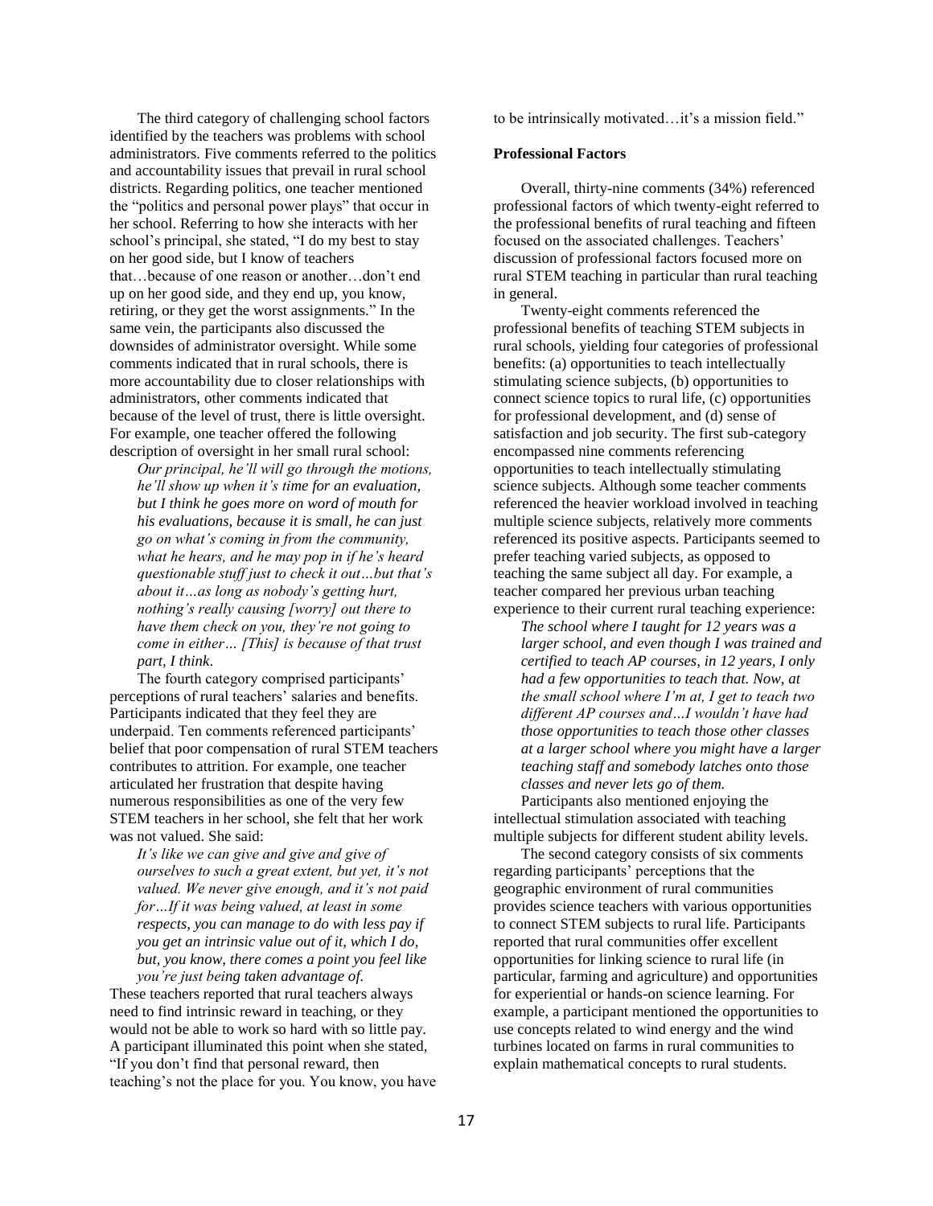The third category of challenging school factors identified by the teachers was problems with school administrators. Five comments referred to the politics and accountability issues that prevail in rural school districts. Regarding politics, one teacher mentioned the "politics and personal power plays" that occur in her school. Referring to how she interacts with her school's principal, she stated, "I do my best to stay on her good side, but I know of teachers that…because of one reason or another…don't end up on her good side, and they end up, you know, retiring, or they get the worst assignments." In the same vein, the participants also discussed the downsides of administrator oversight. While some comments indicated that in rural schools, there is more accountability due to closer relationships with administrators, other comments indicated that because of the level of trust, there is little oversight. For example, one teacher offered the following description of oversight in her small rural school:

> *Our principal, he'll will go through the motions, he'll show up when it's time for an evaluation, but I think he goes more on word of mouth for his evaluations, because it is small, he can just go on what's coming in from the community, what he hears, and he may pop in if he's heard questionable stuff just to check it out…but that's about it…as long as nobody's getting hurt, nothing's really causing [worry] out there to have them check on you, they're not going to come in either… [This] is because of that trust part, I think.*

The fourth category comprised participants' perceptions of rural teachers' salaries and benefits. Participants indicated that they feel they are underpaid. Ten comments referenced participants' belief that poor compensation of rural STEM teachers contributes to attrition. For example, one teacher articulated her frustration that despite having numerous responsibilities as one of the very few STEM teachers in her school, she felt that her work was not valued. She said:

> *It's like we can give and give and give of ourselves to such a great extent, but yet, it's not valued. We never give enough, and it's not paid for…If it was being valued, at least in some respects, you can manage to do with less pay if you get an intrinsic value out of it, which I do, but, you know, there comes a point you feel like you're just being taken advantage of.*

These teachers reported that rural teachers always need to find intrinsic reward in teaching, or they would not be able to work so hard with so little pay. A participant illuminated this point when she stated, "If you don't find that personal reward, then teaching's not the place for you. You know, you have to be intrinsically motivated…it's a mission field."

**Professional Factors**

Overall, thirty-nine comments (34%) referenced professional factors of which twenty-eight referred to the professional benefits of rural teaching and fifteen focused on the associated challenges. Teachers' discussion of professional factors focused more on rural STEM teaching in particular than rural teaching in general.

Twenty-eight comments referenced the professional benefits of teaching STEM subjects in rural schools, yielding four categories of professional benefits: (a) opportunities to teach intellectually stimulating science subjects, (b) opportunities to connect science topics to rural life, (c) opportunities for professional development, and (d) sense of satisfaction and job security. The first sub-category encompassed nine comments referencing opportunities to teach intellectually stimulating science subjects. Although some teacher comments referenced the heavier workload involved in teaching multiple science subjects, relatively more comments referenced its positive aspects. Participants seemed to prefer teaching varied subjects, as opposed to teaching the same subject all day. For example, a teacher compared her previous urban teaching experience to their current rural teaching experience:

> *The school where I taught for 12 years was a larger school, and even though I was trained and certified to teach AP courses, in 12 years, I only had a few opportunities to teach that. Now, at the small school where I'm at, I get to teach two different AP courses and…I wouldn't have had those opportunities to teach those other classes at a larger school where you might have a larger teaching staff and somebody latches onto those classes and never lets go of them.*

Participants also mentioned enjoying the intellectual stimulation associated with teaching multiple subjects for different student ability levels.

The second category consists of six comments regarding participants' perceptions that the geographic environment of rural communities provides science teachers with various opportunities to connect STEM subjects to rural life. Participants reported that rural communities offer excellent opportunities for linking science to rural life (in particular, farming and agriculture) and opportunities for experiential or hands-on science learning. For example, a participant mentioned the opportunities to use concepts related to wind energy and the wind turbines located on farms in rural communities to explain mathematical concepts to rural students.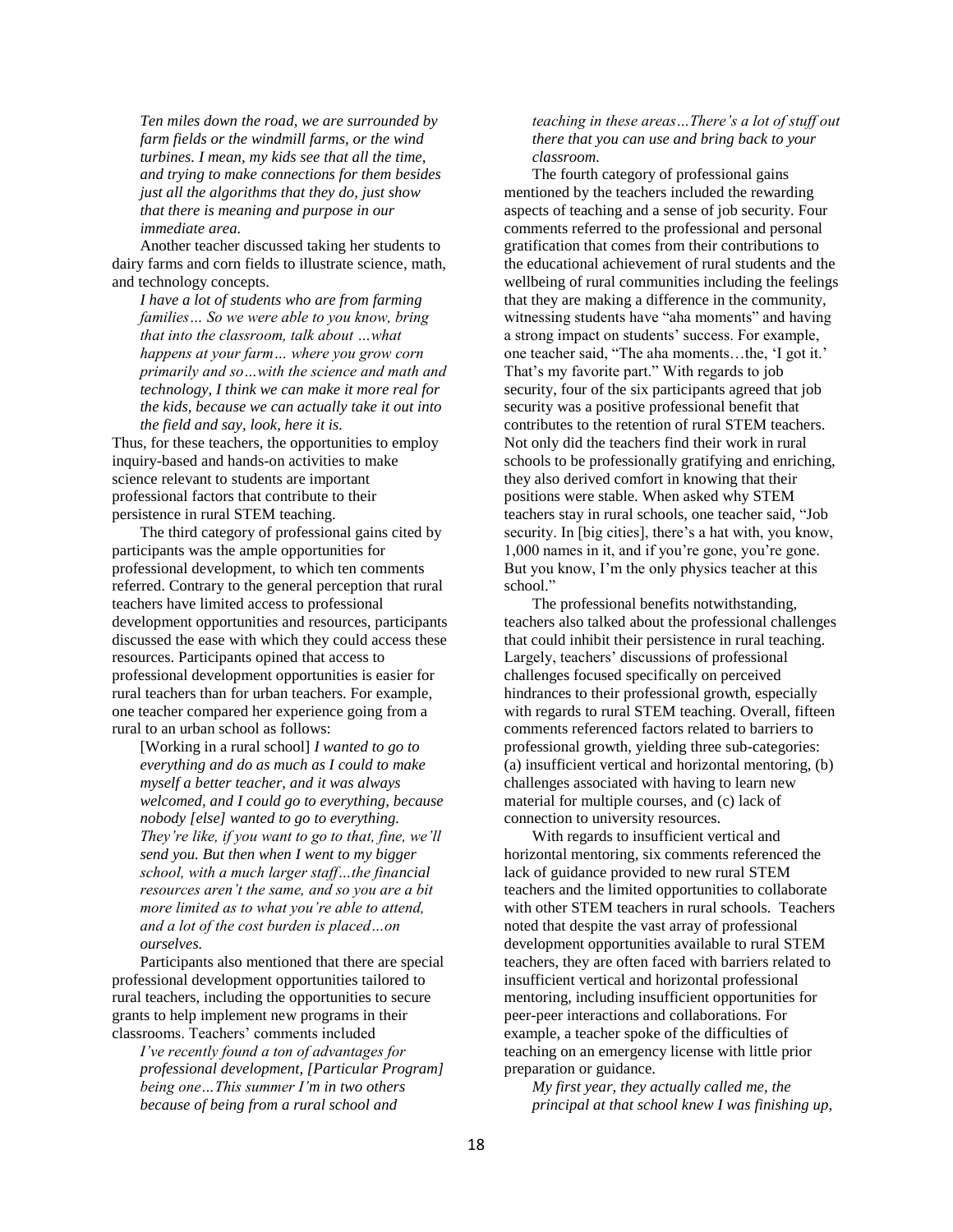*Ten miles down the road, we are surrounded by farm fields or the windmill farms, or the wind turbines. I mean, my kids see that all the time, and trying to make connections for them besides just all the algorithms that they do, just show that there is meaning and purpose in our immediate area.*

Another teacher discussed taking her students to dairy farms and corn fields to illustrate science, math, and technology concepts.

*I have a lot of students who are from farming families… So we were able to you know, bring that into the classroom, talk about …what happens at your farm… where you grow corn primarily and so…with the science and math and technology, I think we can make it more real for the kids, because we can actually take it out into the field and say, look, here it is.*

Thus, for these teachers, the opportunities to employ inquiry-based and hands-on activities to make science relevant to students are important professional factors that contribute to their persistence in rural STEM teaching.

The third category of professional gains cited by participants was the ample opportunities for professional development, to which ten comments referred. Contrary to the general perception that rural teachers have limited access to professional development opportunities and resources, participants discussed the ease with which they could access these resources. Participants opined that access to professional development opportunities is easier for rural teachers than for urban teachers. For example, one teacher compared her experience going from a rural to an urban school as follows:

[Working in a rural school] *I wanted to go to everything and do as much as I could to make myself a better teacher, and it was always welcomed, and I could go to everything, because nobody [else] wanted to go to everything. They're like, if you want to go to that, fine, we'll send you. But then when I went to my bigger school, with a much larger staff…the financial resources aren't the same, and so you are a bit more limited as to what you're able to attend, and a lot of the cost burden is placed…on ourselves.*

Participants also mentioned that there are special professional development opportunities tailored to rural teachers, including the opportunities to secure grants to help implement new programs in their classrooms. Teachers' comments included

*I've recently found a ton of advantages for professional development, [Particular Program] being one…This summer I'm in two others because of being from a rural school and teaching in these areas…There's a lot of stuff out there that you can use and bring back to your classroom.*

The fourth category of professional gains mentioned by the teachers included the rewarding aspects of teaching and a sense of job security. Four comments referred to the professional and personal gratification that comes from their contributions to the educational achievement of rural students and the wellbeing of rural communities including the feelings that they are making a difference in the community, witnessing students have "aha moments" and having a strong impact on students' success. For example, one teacher said, "The aha moments…the, 'I got it.' That's my favorite part." With regards to job security, four of the six participants agreed that job security was a positive professional benefit that contributes to the retention of rural STEM teachers. Not only did the teachers find their work in rural schools to be professionally gratifying and enriching, they also derived comfort in knowing that their positions were stable. When asked why STEM teachers stay in rural schools, one teacher said, "Job security. In [big cities], there's a hat with, you know, 1,000 names in it, and if you're gone, you're gone. But you know, I'm the only physics teacher at this school."

The professional benefits notwithstanding, teachers also talked about the professional challenges that could inhibit their persistence in rural teaching. Largely, teachers' discussions of professional challenges focused specifically on perceived hindrances to their professional growth, especially with regards to rural STEM teaching. Overall, fifteen comments referenced factors related to barriers to professional growth, yielding three sub-categories: (a) insufficient vertical and horizontal mentoring, (b) challenges associated with having to learn new material for multiple courses, and (c) lack of connection to university resources.

With regards to insufficient vertical and horizontal mentoring, six comments referenced the lack of guidance provided to new rural STEM teachers and the limited opportunities to collaborate with other STEM teachers in rural schools. Teachers noted that despite the vast array of professional development opportunities available to rural STEM teachers, they are often faced with barriers related to insufficient vertical and horizontal professional mentoring, including insufficient opportunities for peer-peer interactions and collaborations. For example, a teacher spoke of the difficulties of teaching on an emergency license with little prior preparation or guidance.

*My first year, they actually called me, the principal at that school knew I was finishing up,*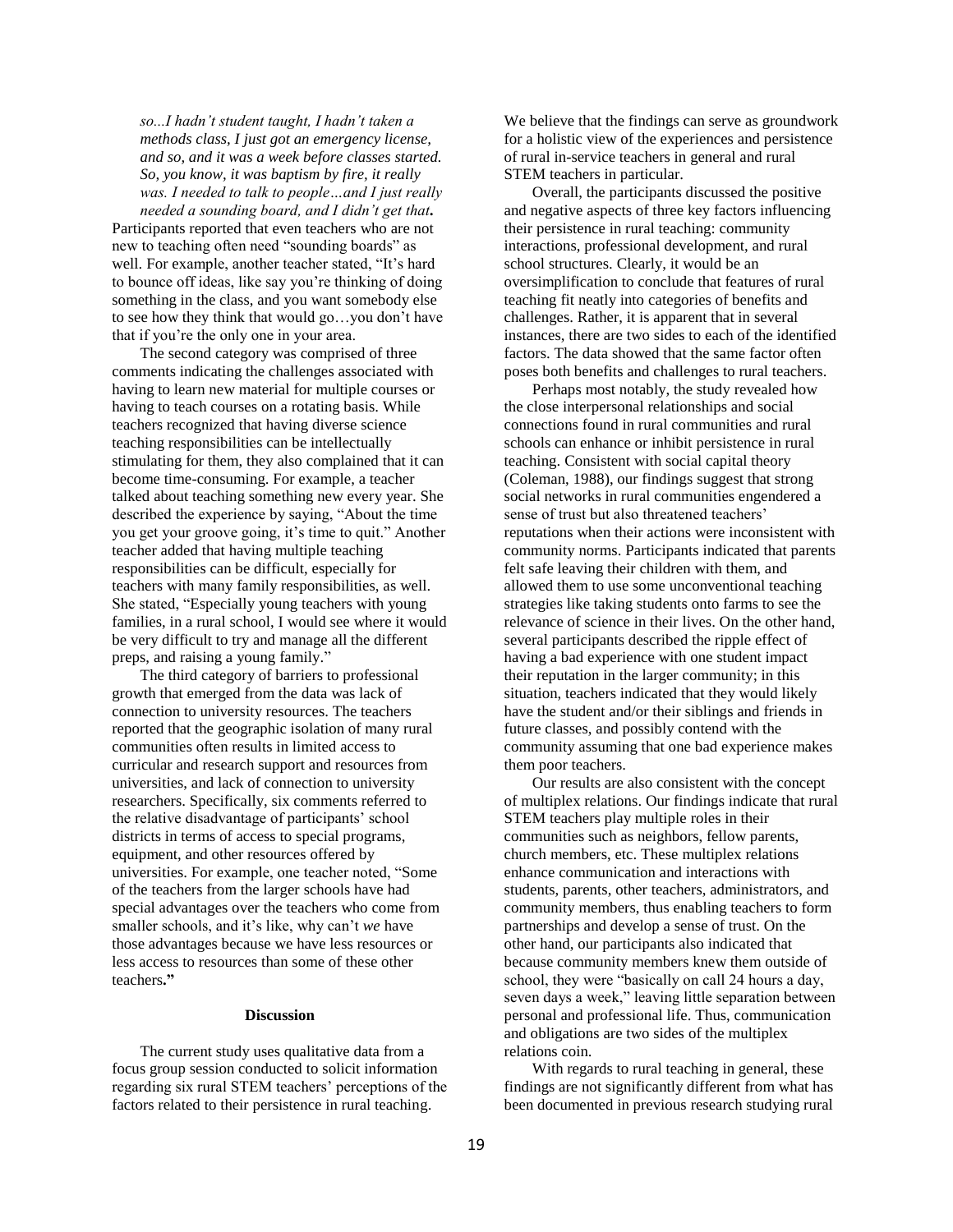*so...I hadn't student taught, I hadn't taken a methods class, I just got an emergency license, and so, and it was a week before classes started. So, you know, it was baptism by fire, it really was. I needed to talk to people…and I just really needed a sounding board, and I didn't get that.*

Participants reported that even teachers who are not new to teaching often need "sounding boards" as well. For example, another teacher stated, "It's hard to bounce off ideas, like say you're thinking of doing something in the class, and you want somebody else to see how they think that would go…you don't have that if you're the only one in your area.

The second category was comprised of three comments indicating the challenges associated with having to learn new material for multiple courses or having to teach courses on a rotating basis. While teachers recognized that having diverse science teaching responsibilities can be intellectually stimulating for them, they also complained that it can become time-consuming. For example, a teacher talked about teaching something new every year. She described the experience by saying, "About the time you get your groove going, it's time to quit." Another teacher added that having multiple teaching responsibilities can be difficult, especially for teachers with many family responsibilities, as well. She stated, "Especially young teachers with young families, in a rural school, I would see where it would be very difficult to try and manage all the different preps, and raising a young family."

The third category of barriers to professional growth that emerged from the data was lack of connection to university resources. The teachers reported that the geographic isolation of many rural communities often results in limited access to curricular and research support and resources from universities, and lack of connection to university researchers. Specifically, six comments referred to the relative disadvantage of participants' school districts in terms of access to special programs, equipment, and other resources offered by universities. For example, one teacher noted, "Some of the teachers from the larger schools have had special advantages over the teachers who come from smaller schools, and it's like, why can't *we* have those advantages because we have less resources or less access to resources than some of these other teachers**."**

## Discussion

The current study uses qualitative data from a focus group session conducted to solicit information regarding six rural STEM teachers' perceptions of the factors related to their persistence in rural teaching. We believe that the findings can serve as groundwork for a holistic view of the experiences and persistence of rural in-service teachers in general and rural STEM teachers in particular.

Overall, the participants discussed the positive and negative aspects of three key factors influencing their persistence in rural teaching: community interactions, professional development, and rural school structures. Clearly, it would be an oversimplification to conclude that features of rural teaching fit neatly into categories of benefits and challenges. Rather, it is apparent that in several instances, there are two sides to each of the identified factors. The data showed that the same factor often poses both benefits and challenges to rural teachers.

Perhaps most notably, the study revealed how the close interpersonal relationships and social connections found in rural communities and rural schools can enhance or inhibit persistence in rural teaching. Consistent with social capital theory (Coleman, 1988), our findings suggest that strong social networks in rural communities engendered a sense of trust but also threatened teachers' reputations when their actions were inconsistent with community norms. Participants indicated that parents felt safe leaving their children with them, and allowed them to use some unconventional teaching strategies like taking students onto farms to see the relevance of science in their lives. On the other hand, several participants described the ripple effect of having a bad experience with one student impact their reputation in the larger community; in this situation, teachers indicated that they would likely have the student and/or their siblings and friends in future classes, and possibly contend with the community assuming that one bad experience makes them poor teachers.

Our results are also consistent with the concept of multiplex relations. Our findings indicate that rural STEM teachers play multiple roles in their communities such as neighbors, fellow parents, church members, etc. These multiplex relations enhance communication and interactions with students, parents, other teachers, administrators, and community members, thus enabling teachers to form partnerships and develop a sense of trust. On the other hand, our participants also indicated that because community members knew them outside of school, they were "basically on call 24 hours a day, seven days a week," leaving little separation between personal and professional life. Thus, communication and obligations are two sides of the multiplex relations coin.

With regards to rural teaching in general, these findings are not significantly different from what has been documented in previous research studying rural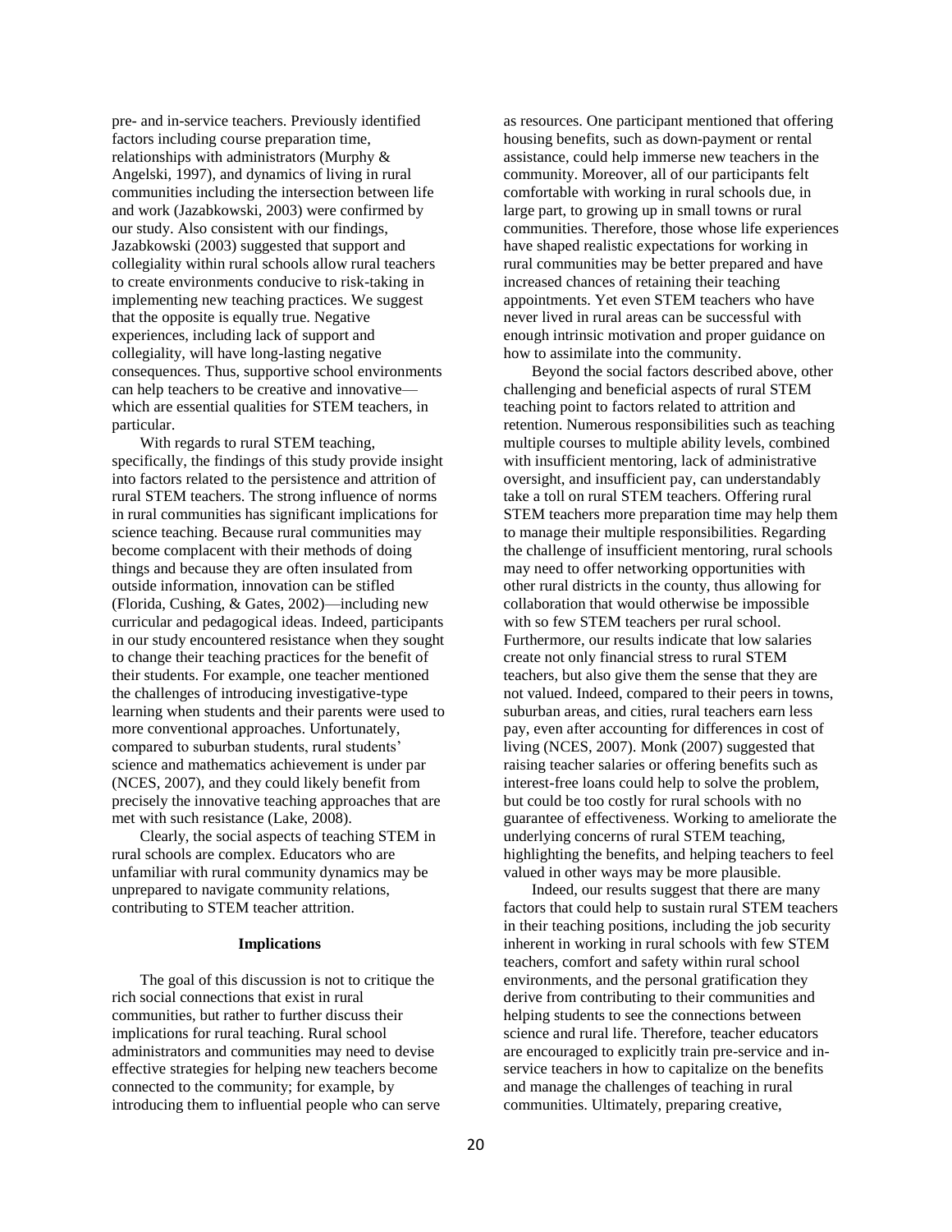pre- and in-service teachers. Previously identified factors including course preparation time, relationships with administrators (Murphy & Angelski, 1997), and dynamics of living in rural communities including the intersection between life and work (Jazabkowski, 2003) were confirmed by our study. Also consistent with our findings, Jazabkowski (2003) suggested that support and collegiality within rural schools allow rural teachers to create environments conducive to risk-taking in implementing new teaching practices. We suggest that the opposite is equally true. Negative experiences, including lack of support and collegiality, will have long-lasting negative consequences. Thus, supportive school environments can help teachers to be creative and innovative—which are essential qualities for STEM teachers, in particular.

With regards to rural STEM teaching, specifically, the findings of this study provide insight into factors related to the persistence and attrition of rural STEM teachers. The strong influence of norms in rural communities has significant implications for science teaching. Because rural communities may become complacent with their methods of doing things and because they are often insulated from outside information, innovation can be stifled (Florida, Cushing, & Gates, 2002)—including new curricular and pedagogical ideas. Indeed, participants in our study encountered resistance when they sought to change their teaching practices for the benefit of their students. For example, one teacher mentioned the challenges of introducing investigative-type learning when students and their parents were used to more conventional approaches. Unfortunately, compared to suburban students, rural students' science and mathematics achievement is under par (NCES, 2007), and they could likely benefit from precisely the innovative teaching approaches that are met with such resistance (Lake, 2008).

Clearly, the social aspects of teaching STEM in rural schools are complex. Educators who are unfamiliar with rural community dynamics may be unprepared to navigate community relations, contributing to STEM teacher attrition.

## Implications

The goal of this discussion is not to critique the rich social connections that exist in rural communities, but rather to further discuss their implications for rural teaching. Rural school administrators and communities may need to devise effective strategies for helping new teachers become connected to the community; for example, by introducing them to influential people who can serve as resources. One participant mentioned that offering housing benefits, such as down-payment or rental assistance, could help immerse new teachers in the community. Moreover, all of our participants felt comfortable with working in rural schools due, in large part, to growing up in small towns or rural communities. Therefore, those whose life experiences have shaped realistic expectations for working in rural communities may be better prepared and have increased chances of retaining their teaching appointments. Yet even STEM teachers who have never lived in rural areas can be successful with enough intrinsic motivation and proper guidance on how to assimilate into the community.

Beyond the social factors described above, other challenging and beneficial aspects of rural STEM teaching point to factors related to attrition and retention. Numerous responsibilities such as teaching multiple courses to multiple ability levels, combined with insufficient mentoring, lack of administrative oversight, and insufficient pay, can understandably take a toll on rural STEM teachers. Offering rural STEM teachers more preparation time may help them to manage their multiple responsibilities. Regarding the challenge of insufficient mentoring, rural schools may need to offer networking opportunities with other rural districts in the county, thus allowing for collaboration that would otherwise be impossible with so few STEM teachers per rural school. Furthermore, our results indicate that low salaries create not only financial stress to rural STEM teachers, but also give them the sense that they are not valued. Indeed, compared to their peers in towns, suburban areas, and cities, rural teachers earn less pay, even after accounting for differences in cost of living (NCES, 2007). Monk (2007) suggested that raising teacher salaries or offering benefits such as interest-free loans could help to solve the problem, but could be too costly for rural schools with no guarantee of effectiveness. Working to ameliorate the underlying concerns of rural STEM teaching, highlighting the benefits, and helping teachers to feel valued in other ways may be more plausible.

Indeed, our results suggest that there are many factors that could help to sustain rural STEM teachers in their teaching positions, including the job security inherent in working in rural schools with few STEM teachers, comfort and safety within rural school environments, and the personal gratification they derive from contributing to their communities and helping students to see the connections between science and rural life. Therefore, teacher educators are encouraged to explicitly train pre-service and in-service teachers in how to capitalize on the benefits and manage the challenges of teaching in rural communities. Ultimately, preparing creative,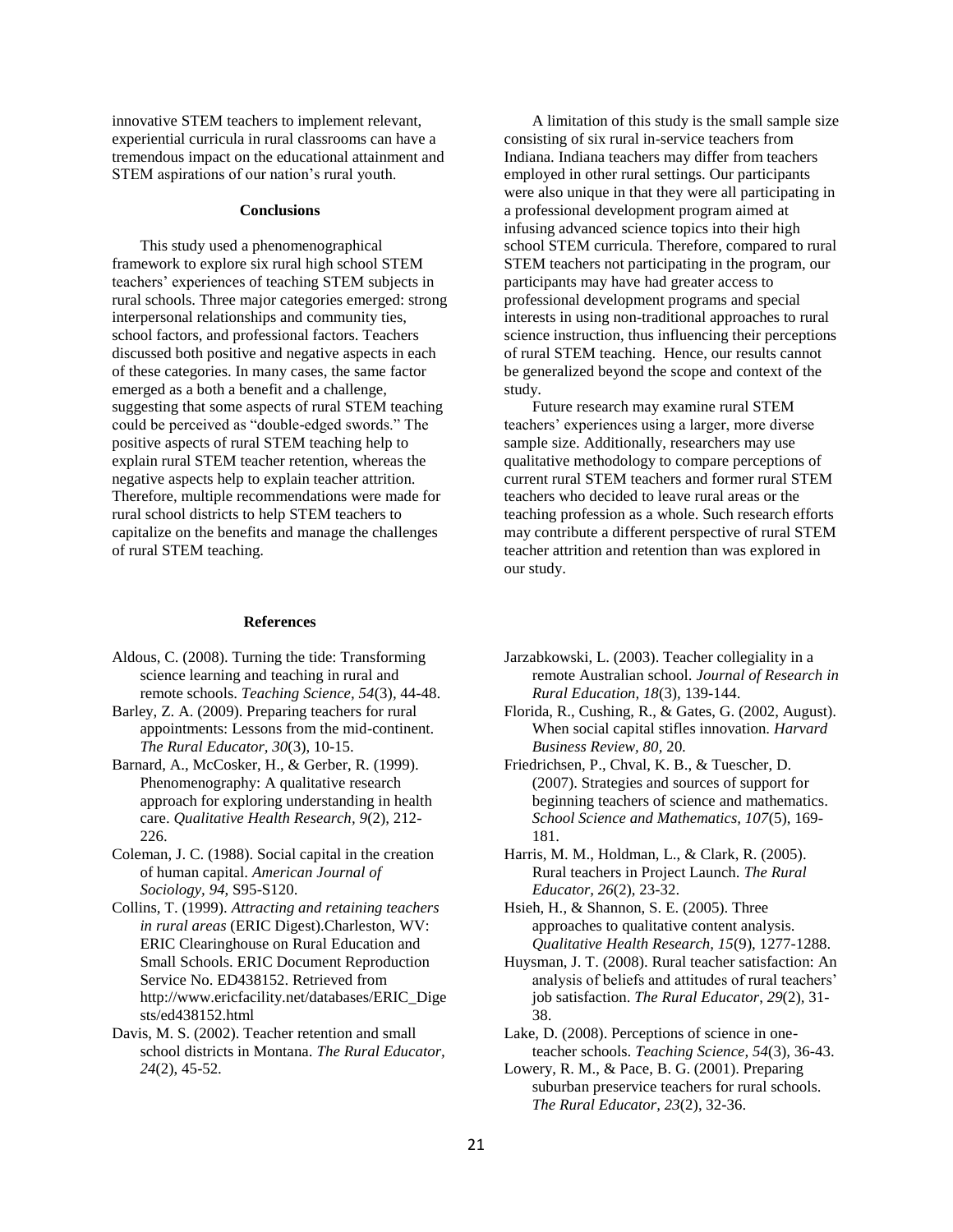innovative STEM teachers to implement relevant, experiential curricula in rural classrooms can have a tremendous impact on the educational attainment and STEM aspirations of our nation's rural youth.

## Conclusions

This study used a phenomenographical framework to explore six rural high school STEM teachers' experiences of teaching STEM subjects in rural schools. Three major categories emerged: strong interpersonal relationships and community ties, school factors, and professional factors. Teachers discussed both positive and negative aspects in each of these categories. In many cases, the same factor emerged as a both a benefit and a challenge, suggesting that some aspects of rural STEM teaching could be perceived as "double-edged swords." The positive aspects of rural STEM teaching help to explain rural STEM teacher retention, whereas the negative aspects help to explain teacher attrition. Therefore, multiple recommendations were made for rural school districts to help STEM teachers to capitalize on the benefits and manage the challenges of rural STEM teaching.

A limitation of this study is the small sample size consisting of six rural in-service teachers from Indiana. Indiana teachers may differ from teachers employed in other rural settings. Our participants were also unique in that they were all participating in a professional development program aimed at infusing advanced science topics into their high school STEM curricula. Therefore, compared to rural STEM teachers not participating in the program, our participants may have had greater access to professional development programs and special interests in using non-traditional approaches to rural science instruction, thus influencing their perceptions of rural STEM teaching. Hence, our results cannot be generalized beyond the scope and context of the study.

Future research may examine rural STEM teachers' experiences using a larger, more diverse sample size. Additionally, researchers may use qualitative methodology to compare perceptions of current rural STEM teachers and former rural STEM teachers who decided to leave rural areas or the teaching profession as a whole. Such research efforts may contribute a different perspective of rural STEM teacher attrition and retention than was explored in our study.

## References

Aldous, C. (2008). Turning the tide: Transforming science learning and teaching in rural and remote schools. *Teaching Science, 54*(3), 44-48.

Barley, Z. A. (2009). Preparing teachers for rural appointments: Lessons from the mid-continent. *The Rural Educator, 30*(3), 10-15.

Barnard, A., McCosker, H., & Gerber, R. (1999). Phenomenography: A qualitative research approach for exploring understanding in health care. *Qualitative Health Research, 9*(2), 212-226.

Coleman, J. C. (1988). Social capital in the creation of human capital. *American Journal of Sociology, 94*, S95-S120.

Collins, T. (1999). *Attracting and retaining teachers in rural areas* (ERIC Digest).Charleston, WV: ERIC Clearinghouse on Rural Education and Small Schools. ERIC Document Reproduction Service No. ED438152. Retrieved from http://www.ericfacility.net/databases/ERIC_Digests/ed438152.html

Davis, M. S. (2002). Teacher retention and small school districts in Montana. *The Rural Educator, 24*(2), 45-52.

Jarzabkowski, L. (2003). Teacher collegiality in a remote Australian school. *Journal of Research in Rural Education, 18*(3), 139-144.

Florida, R., Cushing, R., & Gates, G. (2002, August). When social capital stifles innovation. *Harvard Business Review, 80*, 20*.*

Friedrichsen, P., Chval, K. B., & Tuescher, D. (2007). Strategies and sources of support for beginning teachers of science and mathematics. *School Science and Mathematics, 107*(5), 169-181.

Harris, M. M., Holdman, L., & Clark, R. (2005). Rural teachers in Project Launch. *The Rural Educator, 26*(2), 23-32.

Hsieh, H., & Shannon, S. E. (2005). Three approaches to qualitative content analysis. *Qualitative Health Research, 15*(9), 1277-1288.

Huysman, J. T. (2008). Rural teacher satisfaction: An analysis of beliefs and attitudes of rural teachers' job satisfaction. *The Rural Educator, 29*(2), 31-38.

Lake, D. (2008). Perceptions of science in one-teacher schools. *Teaching Science, 54*(3), 36-43.

Lowery, R. M., & Pace, B. G. (2001). Preparing suburban preservice teachers for rural schools. *The Rural Educator, 23*(2), 32-36.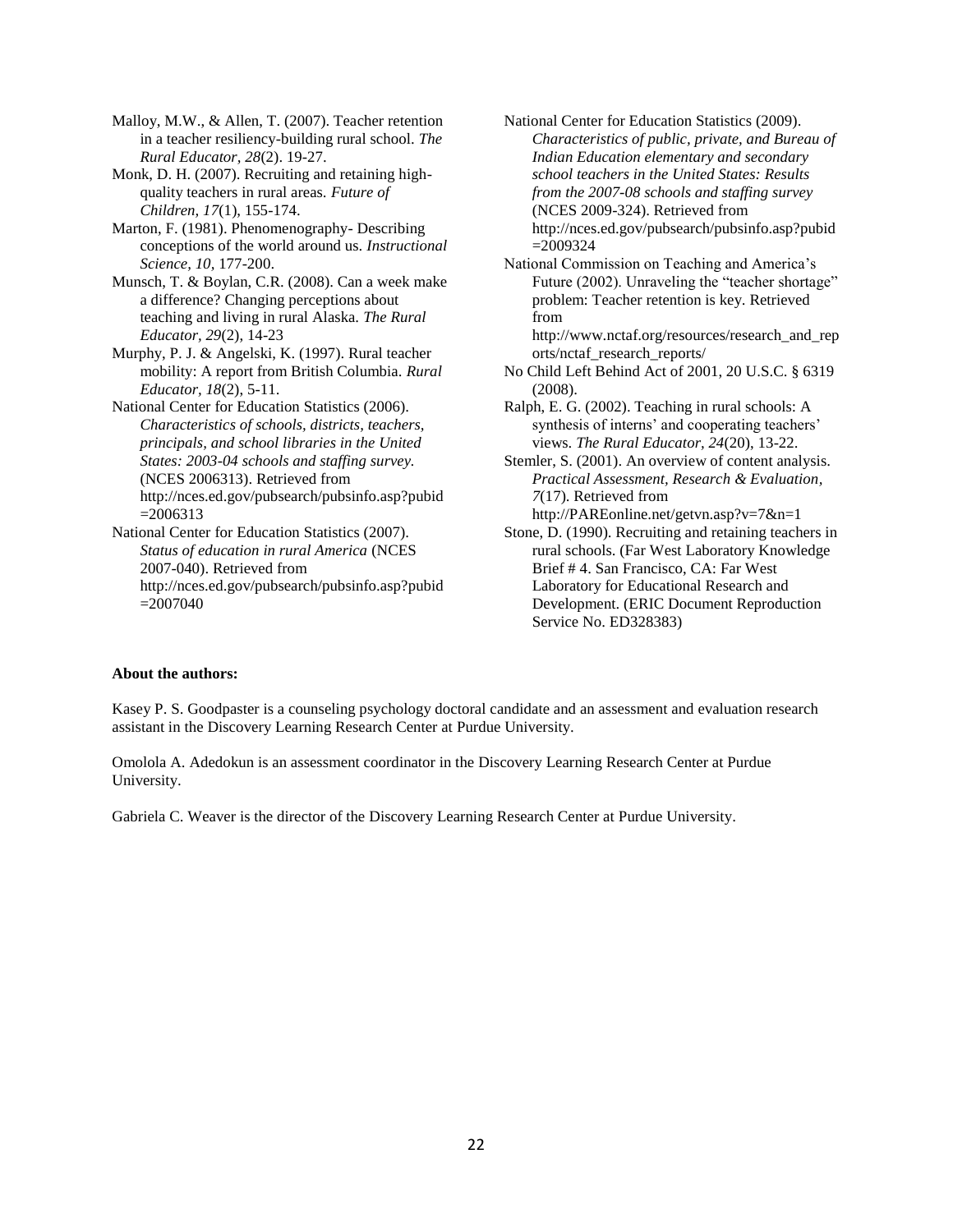Malloy, M.W., & Allen, T. (2007). Teacher retention in a teacher resiliency-building rural school. *The Rural Educator, 28*(2). 19-27.

Monk, D. H. (2007). Recruiting and retaining high-quality teachers in rural areas. *Future of Children, 17*(1), 155-174.

Marton, F. (1981). Phenomenography- Describing conceptions of the world around us. *Instructional Science, 10,* 177-200.

Munsch, T. & Boylan, C.R. (2008). Can a week make a difference? Changing perceptions about teaching and living in rural Alaska. *The Rural Educator, 29*(2), 14-23

Murphy, P. J. & Angelski, K. (1997). Rural teacher mobility: A report from British Columbia. *Rural Educator, 18*(2), 5-11.

National Center for Education Statistics (2006). *Characteristics of schools, districts, teachers, principals, and school libraries in the United States: 2003-04 schools and staffing survey.* (NCES 2006313). Retrieved from http://nces.ed.gov/pubsearch/pubsinfo.asp?pubid=2006313

National Center for Education Statistics (2007). *Status of education in rural America* (NCES 2007-040). Retrieved from http://nces.ed.gov/pubsearch/pubsinfo.asp?pubid=2007040

National Center for Education Statistics (2009). *Characteristics of public, private, and Bureau of Indian Education elementary and secondary school teachers in the United States: Results from the 2007-08 schools and staffing survey* (NCES 2009-324). Retrieved from http://nces.ed.gov/pubsearch/pubsinfo.asp?pubid=2009324

National Commission on Teaching and America's Future (2002). Unraveling the "teacher shortage" problem: Teacher retention is key. Retrieved from http://www.nctaf.org/resources/research_and_reports/nctaf_research_reports/

No Child Left Behind Act of 2001, 20 U.S.C. § 6319 (2008).

Ralph, E. G. (2002). Teaching in rural schools: A synthesis of interns' and cooperating teachers' views. *The Rural Educator, 24*(20), 13-22.

Stemler, S. (2001). An overview of content analysis. *Practical Assessment, Research & Evaluation*, *7*(17). Retrieved from http://PAREonline.net/getvn.asp?v=7&n=1

Stone, D. (1990). Recruiting and retaining teachers in rural schools. (Far West Laboratory Knowledge Brief # 4. San Francisco, CA: Far West Laboratory for Educational Research and Development. (ERIC Document Reproduction Service No. ED328383)

**About the authors:**

Kasey P. S. Goodpaster is a counseling psychology doctoral candidate and an assessment and evaluation research assistant in the Discovery Learning Research Center at Purdue University.

Omolola A. Adedokun is an assessment coordinator in the Discovery Learning Research Center at Purdue University.

Gabriela C. Weaver is the director of the Discovery Learning Research Center at Purdue University.